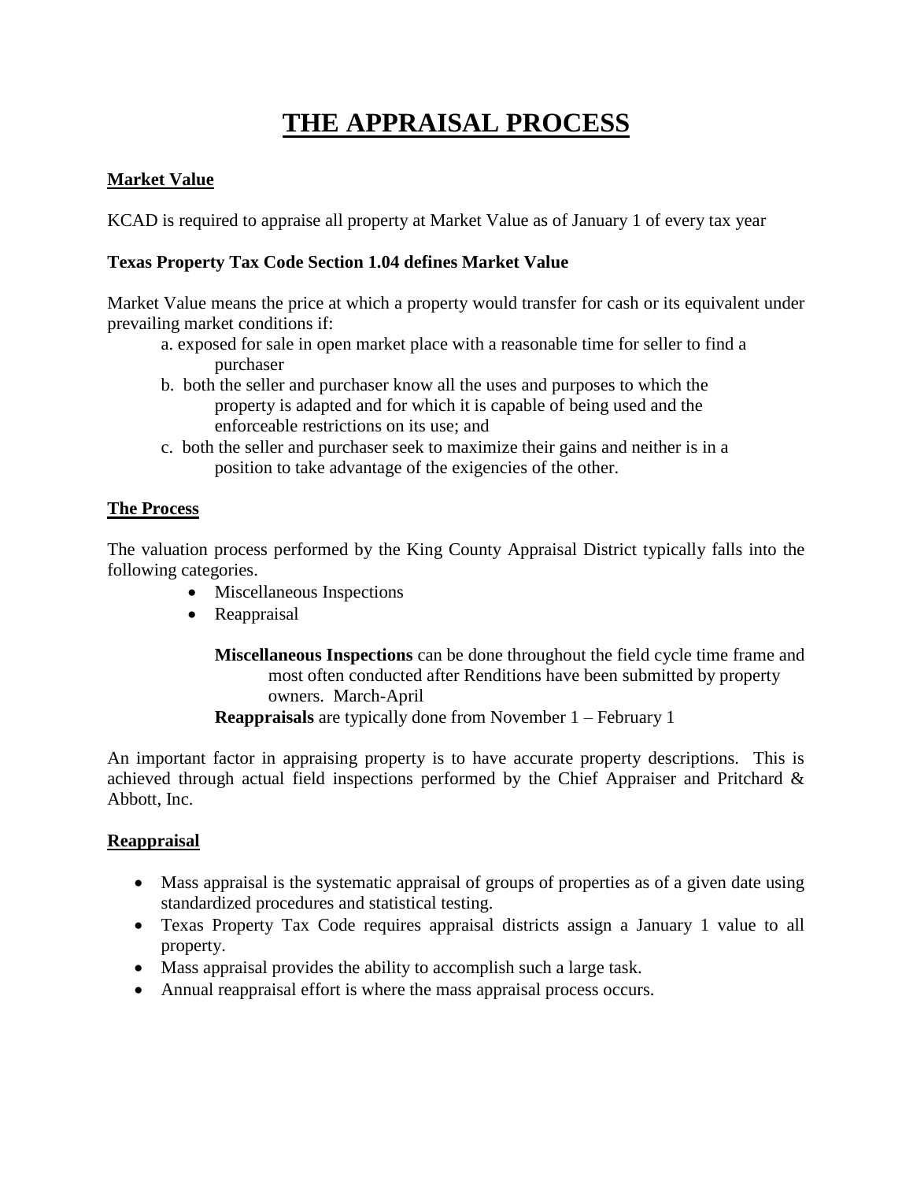# THE APPRAISAL PROCESS

## Market Value

KCAD is required to appraise all property at Market Value as of January 1 of every tax year

**Texas Property Tax Code Section 1.04 defines Market Value**

Market Value means the price at which a property would transfer for cash or its equivalent under prevailing market conditions if:

a. exposed for sale in open market place with a reasonable time for seller to find a purchaser

b. both the seller and purchaser know all the uses and purposes to which the property is adapted and for which it is capable of being used and the enforceable restrictions on its use; and

c. both the seller and purchaser seek to maximize their gains and neither is in a position to take advantage of the exigencies of the other.

## The Process

The valuation process performed by the King County Appraisal District typically falls into the following categories.

- Miscellaneous Inspections
- Reappraisal

**Miscellaneous Inspections** can be done throughout the field cycle time frame and most often conducted after Renditions have been submitted by property owners. March-April

**Reappraisals** are typically done from November 1 – February 1

An important factor in appraising property is to have accurate property descriptions. This is achieved through actual field inspections performed by the Chief Appraiser and Pritchard & Abbott, Inc.

## Reappraisal

- Mass appraisal is the systematic appraisal of groups of properties as of a given date using standardized procedures and statistical testing.
- Texas Property Tax Code requires appraisal districts assign a January 1 value to all property.
- Mass appraisal provides the ability to accomplish such a large task.
- Annual reappraisal effort is where the mass appraisal process occurs.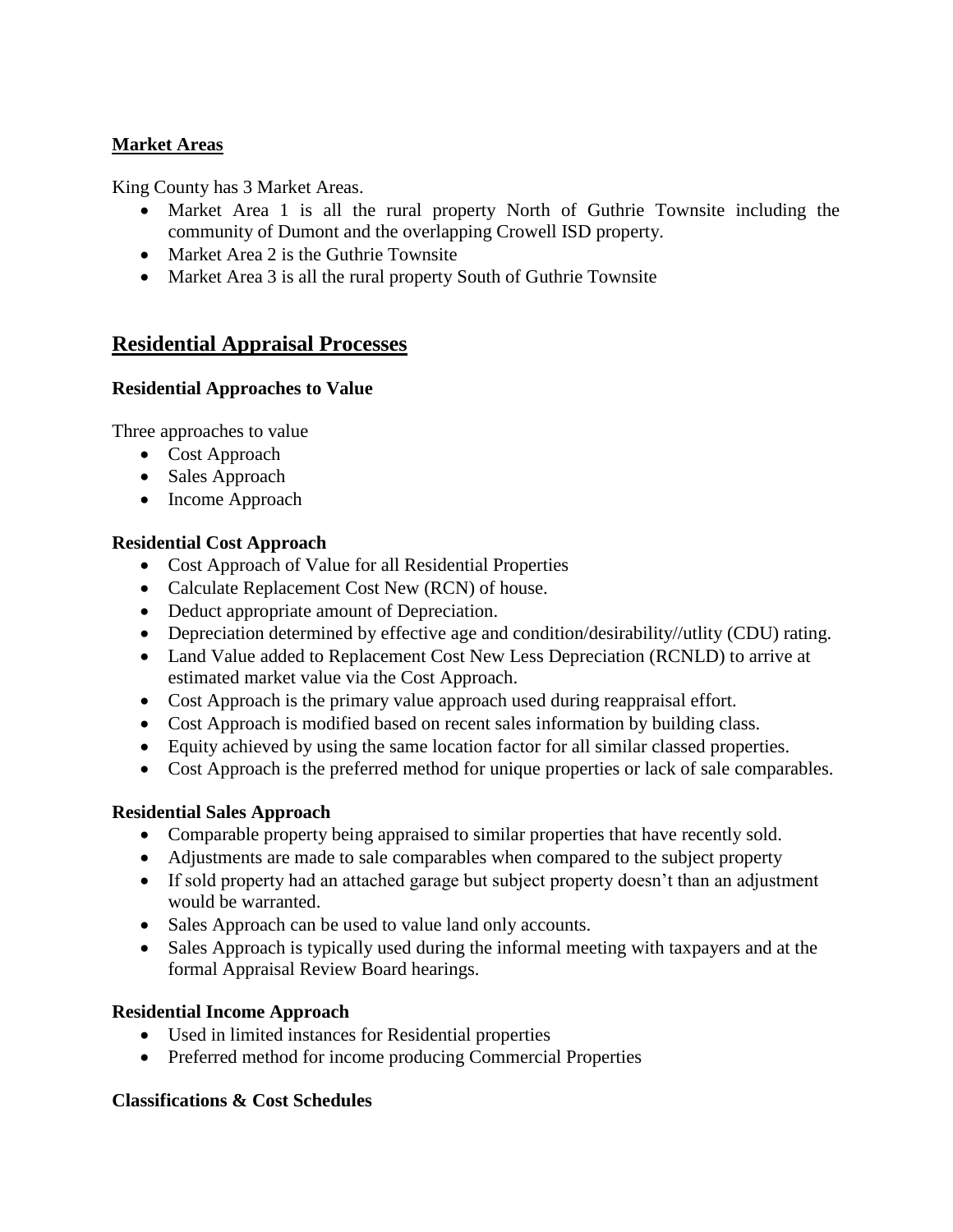### Market Areas

King County has 3 Market Areas.

- Market Area 1 is all the rural property North of Guthrie Townsite including the community of Dumont and the overlapping Crowell ISD property.
- Market Area 2 is the Guthrie Townsite
- Market Area 3 is all the rural property South of Guthrie Townsite

## Residential Appraisal Processes

### Residential Approaches to Value

Three approaches to value

- Cost Approach
- Sales Approach
- Income Approach

### Residential Cost Approach

- Cost Approach of Value for all Residential Properties
- Calculate Replacement Cost New (RCN) of house.
- Deduct appropriate amount of Depreciation.
- Depreciation determined by effective age and condition/desirability//utlity (CDU) rating.
- Land Value added to Replacement Cost New Less Depreciation (RCNLD) to arrive at estimated market value via the Cost Approach.
- Cost Approach is the primary value approach used during reappraisal effort.
- Cost Approach is modified based on recent sales information by building class.
- Equity achieved by using the same location factor for all similar classed properties.
- Cost Approach is the preferred method for unique properties or lack of sale comparables.

### Residential Sales Approach

- Comparable property being appraised to similar properties that have recently sold.
- Adjustments are made to sale comparables when compared to the subject property
- If sold property had an attached garage but subject property doesn't than an adjustment would be warranted.
- Sales Approach can be used to value land only accounts.
- Sales Approach is typically used during the informal meeting with taxpayers and at the formal Appraisal Review Board hearings.

### Residential Income Approach

- Used in limited instances for Residential properties
- Preferred method for income producing Commercial Properties

### Classifications & Cost Schedules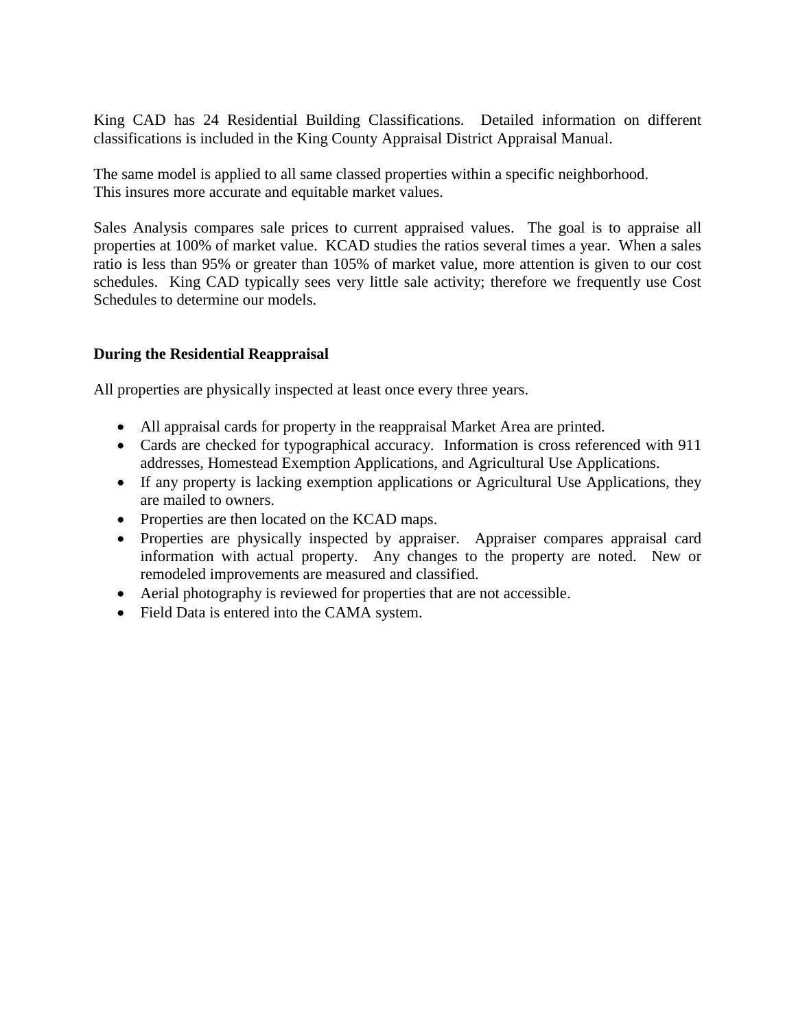King CAD has 24 Residential Building Classifications. Detailed information on different classifications is included in the King County Appraisal District Appraisal Manual.

The same model is applied to all same classed properties within a specific neighborhood.
This insures more accurate and equitable market values.

Sales Analysis compares sale prices to current appraised values. The goal is to appraise all properties at 100% of market value. KCAD studies the ratios several times a year. When a sales ratio is less than 95% or greater than 105% of market value, more attention is given to our cost schedules. King CAD typically sees very little sale activity; therefore we frequently use Cost Schedules to determine our models.

**During the Residential Reappraisal**

All properties are physically inspected at least once every three years.

- All appraisal cards for property in the reappraisal Market Area are printed.
- Cards are checked for typographical accuracy. Information is cross referenced with 911 addresses, Homestead Exemption Applications, and Agricultural Use Applications.
- If any property is lacking exemption applications or Agricultural Use Applications, they are mailed to owners.
- Properties are then located on the KCAD maps.
- Properties are physically inspected by appraiser. Appraiser compares appraisal card information with actual property. Any changes to the property are noted. New or remodeled improvements are measured and classified.
- Aerial photography is reviewed for properties that are not accessible.
- Field Data is entered into the CAMA system.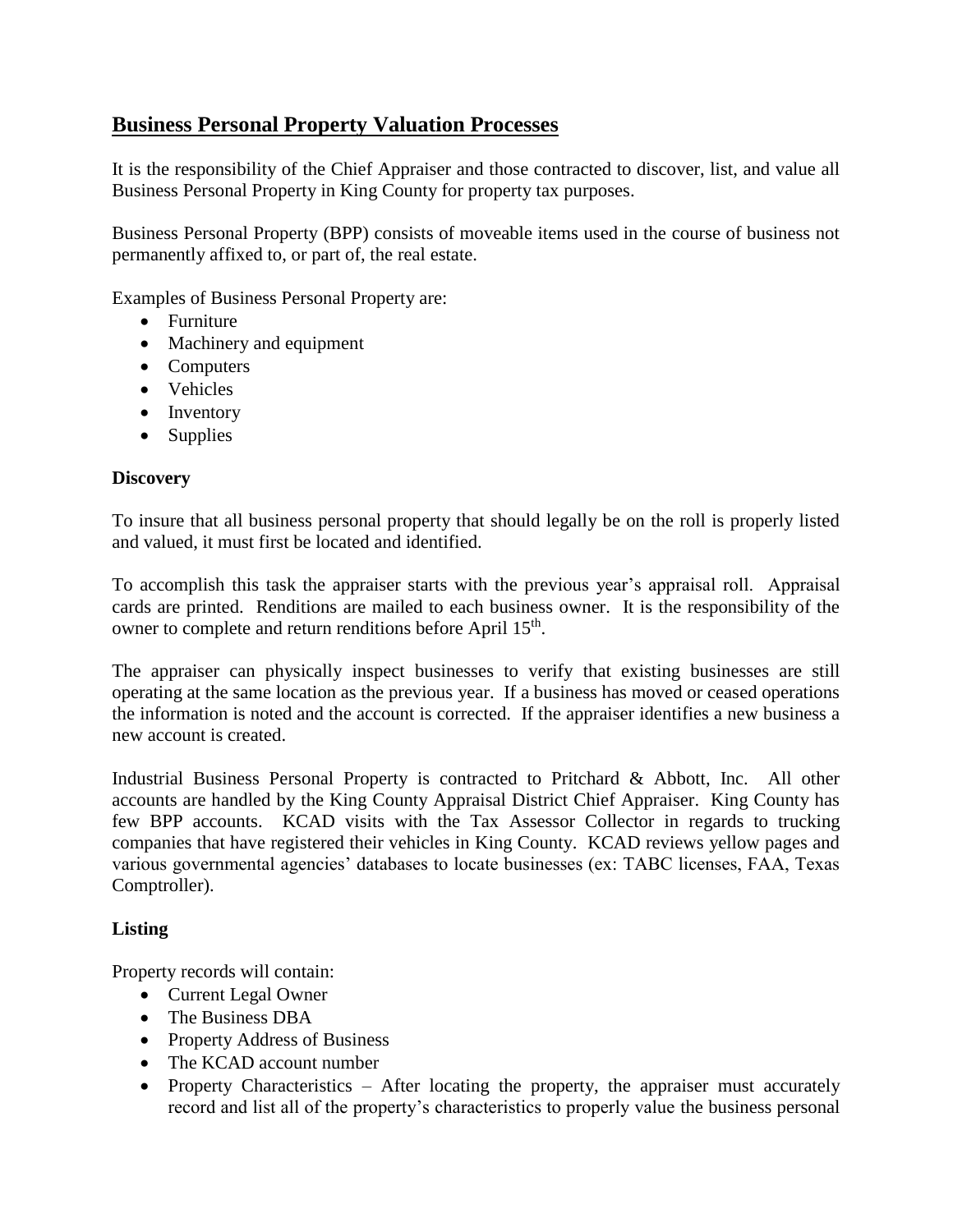## Business Personal Property Valuation Processes

It is the responsibility of the Chief Appraiser and those contracted to discover, list, and value all Business Personal Property in King County for property tax purposes.

Business Personal Property (BPP) consists of moveable items used in the course of business not permanently affixed to, or part of, the real estate.

Examples of Business Personal Property are:

- Furniture
- Machinery and equipment
- Computers
- Vehicles
- Inventory
- Supplies

**Discovery**

To insure that all business personal property that should legally be on the roll is properly listed and valued, it must first be located and identified.

To accomplish this task the appraiser starts with the previous year's appraisal roll. Appraisal cards are printed. Renditions are mailed to each business owner. It is the responsibility of the owner to complete and return renditions before April 15th.

The appraiser can physically inspect businesses to verify that existing businesses are still operating at the same location as the previous year. If a business has moved or ceased operations the information is noted and the account is corrected. If the appraiser identifies a new business a new account is created.

Industrial Business Personal Property is contracted to Pritchard & Abbott, Inc. All other accounts are handled by the King County Appraisal District Chief Appraiser. King County has few BPP accounts. KCAD visits with the Tax Assessor Collector in regards to trucking companies that have registered their vehicles in King County. KCAD reviews yellow pages and various governmental agencies' databases to locate businesses (ex: TABC licenses, FAA, Texas Comptroller).

**Listing**

Property records will contain:

- Current Legal Owner
- The Business DBA
- Property Address of Business
- The KCAD account number
- Property Characteristics – After locating the property, the appraiser must accurately record and list all of the property's characteristics to properly value the business personal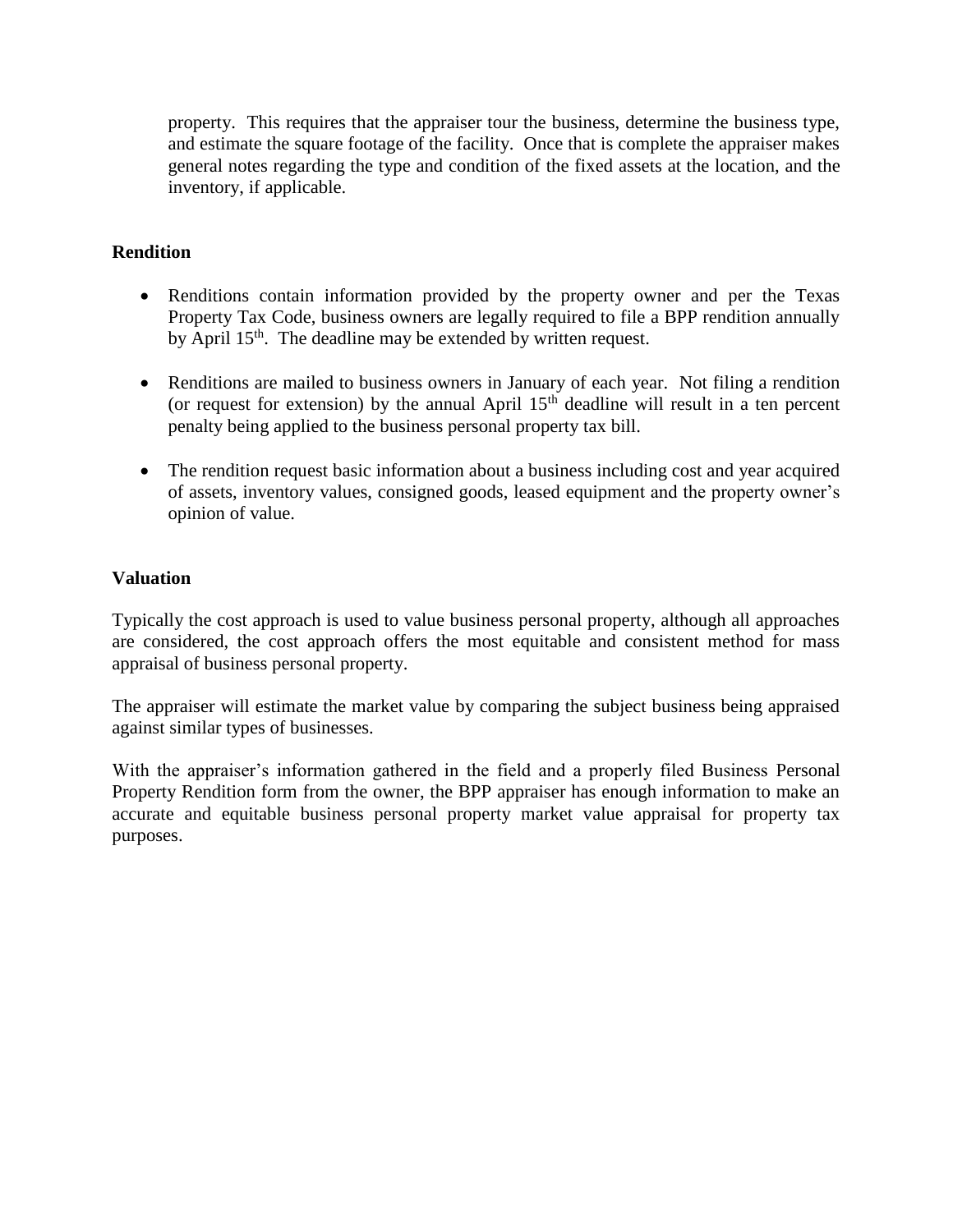property. This requires that the appraiser tour the business, determine the business type, and estimate the square footage of the facility. Once that is complete the appraiser makes general notes regarding the type and condition of the fixed assets at the location, and the inventory, if applicable.

**Rendition**

- Renditions contain information provided by the property owner and per the Texas Property Tax Code, business owners are legally required to file a BPP rendition annually by April 15th. The deadline may be extended by written request.
- Renditions are mailed to business owners in January of each year. Not filing a rendition (or request for extension) by the annual April 15th deadline will result in a ten percent penalty being applied to the business personal property tax bill.
- The rendition request basic information about a business including cost and year acquired of assets, inventory values, consigned goods, leased equipment and the property owner's opinion of value.

**Valuation**

Typically the cost approach is used to value business personal property, although all approaches are considered, the cost approach offers the most equitable and consistent method for mass appraisal of business personal property.

The appraiser will estimate the market value by comparing the subject business being appraised against similar types of businesses.

With the appraiser's information gathered in the field and a properly filed Business Personal Property Rendition form from the owner, the BPP appraiser has enough information to make an accurate and equitable business personal property market value appraisal for property tax purposes.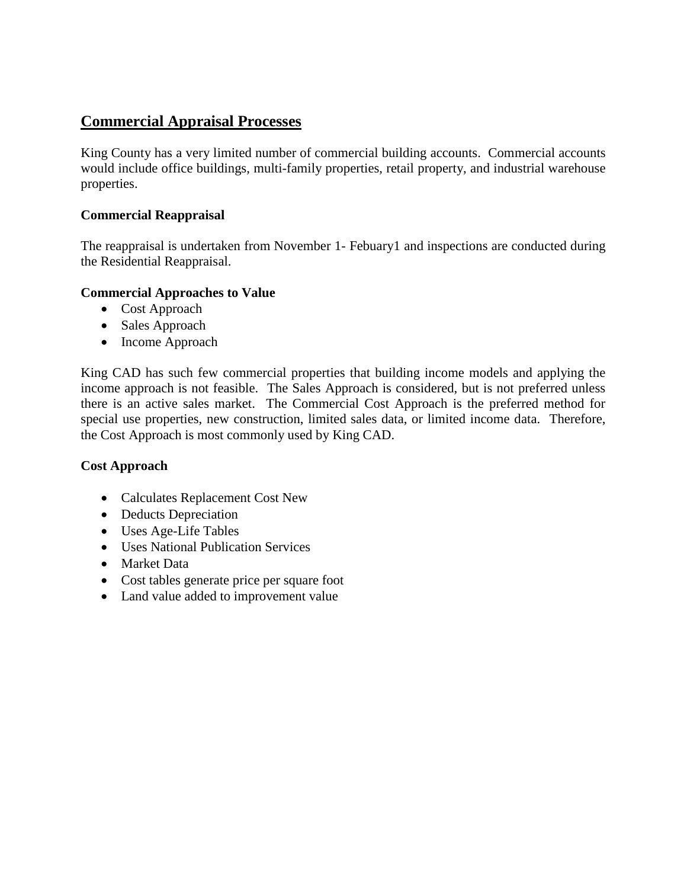## Commercial Appraisal Processes

King County has a very limited number of commercial building accounts. Commercial accounts would include office buildings, multi-family properties, retail property, and industrial warehouse properties.

**Commercial Reappraisal**

The reappraisal is undertaken from November 1- Febuary1 and inspections are conducted during the Residential Reappraisal.

**Commercial Approaches to Value**

- Cost Approach
- Sales Approach
- Income Approach

King CAD has such few commercial properties that building income models and applying the income approach is not feasible. The Sales Approach is considered, but is not preferred unless there is an active sales market. The Commercial Cost Approach is the preferred method for special use properties, new construction, limited sales data, or limited income data. Therefore, the Cost Approach is most commonly used by King CAD.

**Cost Approach**

- Calculates Replacement Cost New
- Deducts Depreciation
- Uses Age-Life Tables
- Uses National Publication Services
- Market Data
- Cost tables generate price per square foot
- Land value added to improvement value